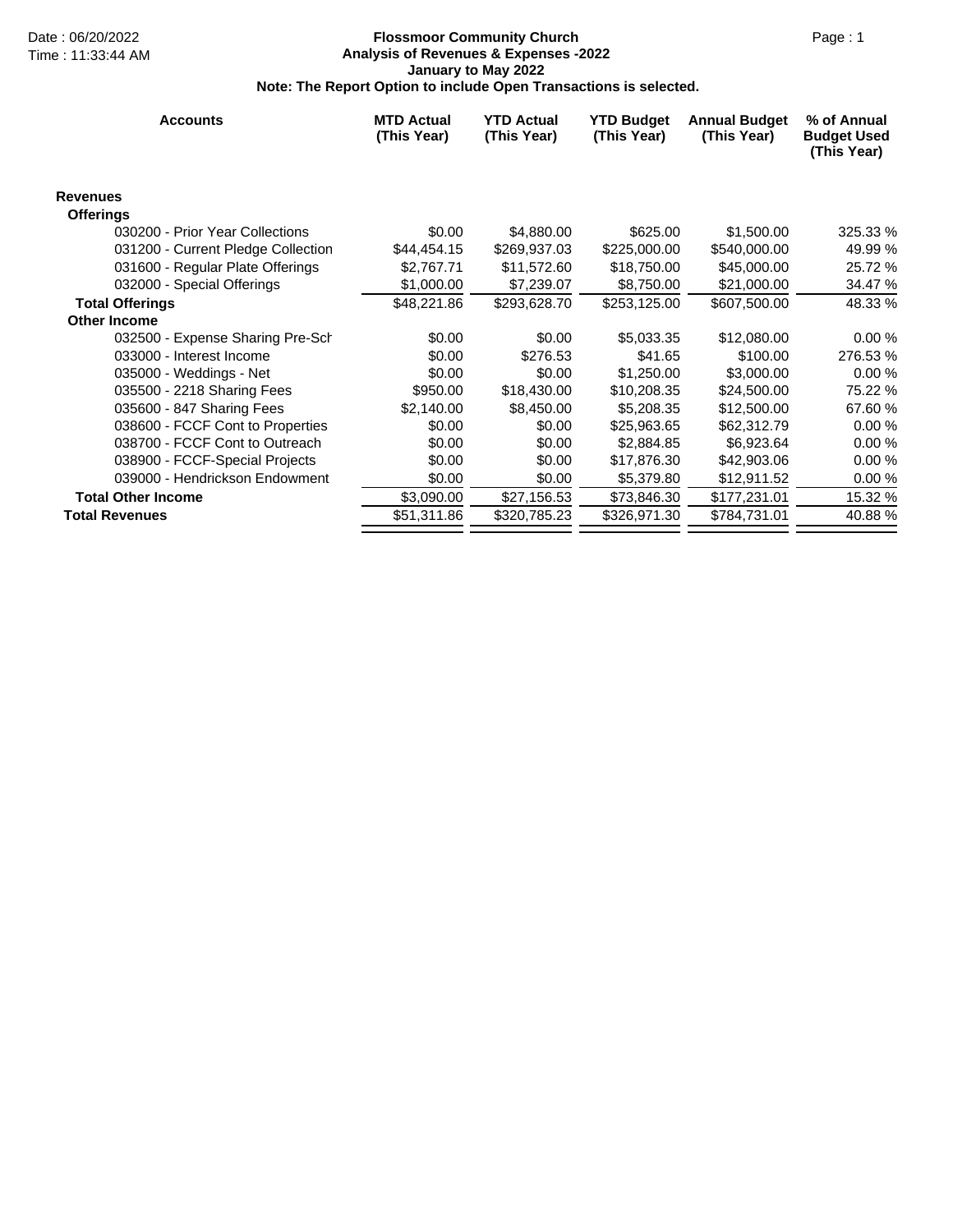Date : 06/20/2022
Time : 11:33:44 AM

# Flossmoor Community Church

## Analysis of Revenues & Expenses -2022

### January to May 2022

**Note: The Report Option to include Open Transactions is selected.**

| Accounts | MTD Actual (This Year) | YTD Actual (This Year) | YTD Budget (This Year) | Annual Budget (This Year) | % of Annual Budget Used (This Year) |
|---|---|---|---|---|---|
| **Revenues** | | | | | |
| **Offerings** | | | | | |
| 030200 - Prior Year Collections | $0.00 | $4,880.00 | $625.00 | $1,500.00 | 325.33 % |
| 031200 - Current Pledge Collection | $44,454.15 | $269,937.03 | $225,000.00 | $540,000.00 | 49.99 % |
| 031600 - Regular Plate Offerings | $2,767.71 | $11,572.60 | $18,750.00 | $45,000.00 | 25.72 % |
| 032000 - Special Offerings | $1,000.00 | $7,239.07 | $8,750.00 | $21,000.00 | 34.47 % |
| **Total Offerings** | $48,221.86 | $293,628.70 | $253,125.00 | $607,500.00 | 48.33 % |
| **Other Income** | | | | | |
| 032500 - Expense Sharing Pre-Sch | $0.00 | $0.00 | $5,033.35 | $12,080.00 | 0.00 % |
| 033000 - Interest Income | $0.00 | $276.53 | $41.65 | $100.00 | 276.53 % |
| 035000 - Weddings - Net | $0.00 | $0.00 | $1,250.00 | $3,000.00 | 0.00 % |
| 035500 - 2218 Sharing Fees | $950.00 | $18,430.00 | $10,208.35 | $24,500.00 | 75.22 % |
| 035600 - 847 Sharing Fees | $2,140.00 | $8,450.00 | $5,208.35 | $12,500.00 | 67.60 % |
| 038600 - FCCF Cont to Properties | $0.00 | $0.00 | $25,963.65 | $62,312.79 | 0.00 % |
| 038700 - FCCF Cont to Outreach | $0.00 | $0.00 | $2,884.85 | $6,923.64 | 0.00 % |
| 038900 - FCCF-Special Projects | $0.00 | $0.00 | $17,876.30 | $42,903.06 | 0.00 % |
| 039000 - Hendrickson Endowment | $0.00 | $0.00 | $5,379.80 | $12,911.52 | 0.00 % |
| **Total Other Income** | $3,090.00 | $27,156.53 | $73,846.30 | $177,231.01 | 15.32 % |
| **Total Revenues** | $51,311.86 | $320,785.23 | $326,971.30 | $784,731.01 | 40.88 % |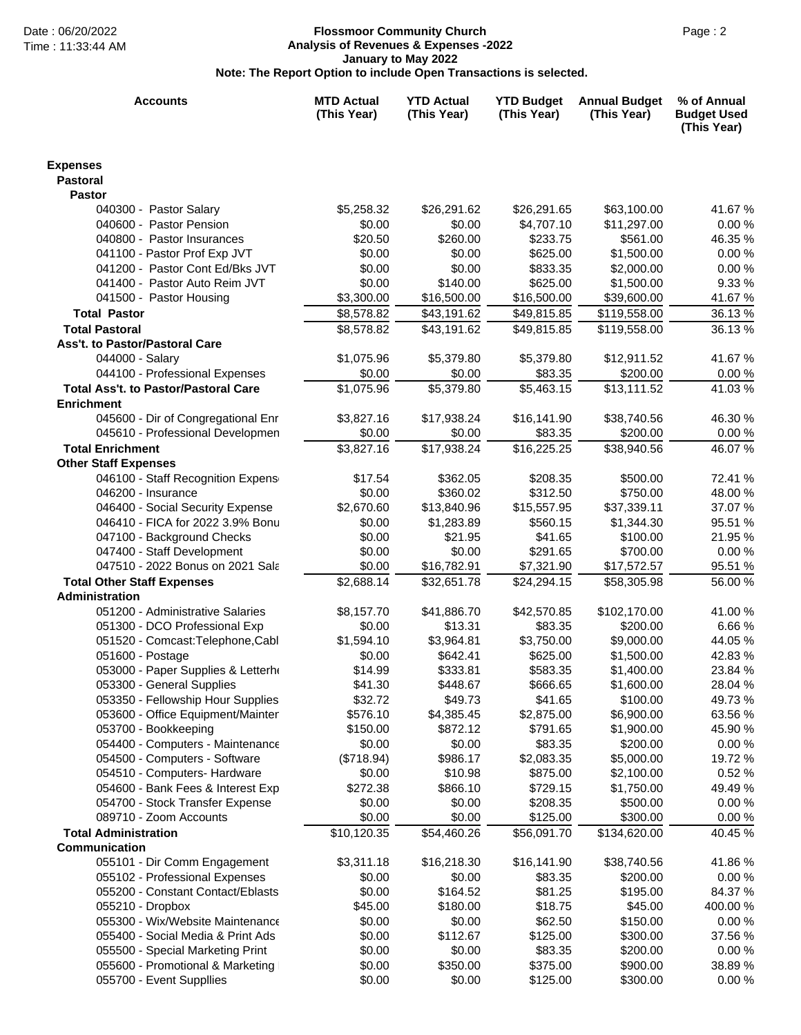Date : 06/20/2022
Time : 11:33:44 AM

**Flossmoor Community Church**
**Analysis of Revenues & Expenses -2022**
**January to May 2022**
**Note: The Report Option to include Open Transactions is selected.**

| Accounts | MTD Actual (This Year) | YTD Actual (This Year) | YTD Budget (This Year) | Annual Budget (This Year) | % of Annual Budget Used (This Year) |
|---|---|---|---|---|---|
| **Expenses** | | | | | |
| **Pastoral** | | | | | |
| **Pastor** | | | | | |
| 040300 - Pastor Salary | $5,258.32 | $26,291.62 | $26,291.65 | $63,100.00 | 41.67 % |
| 040600 - Pastor Pension | $0.00 | $0.00 | $4,707.10 | $11,297.00 | 0.00 % |
| 040800 - Pastor Insurances | $20.50 | $260.00 | $233.75 | $561.00 | 46.35 % |
| 041100 - Pastor Prof Exp JVT | $0.00 | $0.00 | $625.00 | $1,500.00 | 0.00 % |
| 041200 - Pastor Cont Ed/Bks JVT | $0.00 | $0.00 | $833.35 | $2,000.00 | 0.00 % |
| 041400 - Pastor Auto Reim JVT | $0.00 | $140.00 | $625.00 | $1,500.00 | 9.33 % |
| 041500 - Pastor Housing | $3,300.00 | $16,500.00 | $16,500.00 | $39,600.00 | 41.67 % |
| **Total Pastor** | $8,578.82 | $43,191.62 | $49,815.85 | $119,558.00 | 36.13 % |
| **Total Pastoral** | $8,578.82 | $43,191.62 | $49,815.85 | $119,558.00 | 36.13 % |
| **Ass't. to Pastor/Pastoral Care** | | | | | |
| 044000 - Salary | $1,075.96 | $5,379.80 | $5,379.80 | $12,911.52 | 41.67 % |
| 044100 - Professional Expenses | $0.00 | $0.00 | $83.35 | $200.00 | 0.00 % |
| **Total Ass't. to Pastor/Pastoral Care** | $1,075.96 | $5,379.80 | $5,463.15 | $13,111.52 | 41.03 % |
| **Enrichment** | | | | | |
| 045600 - Dir of Congregational Enr | $3,827.16 | $17,938.24 | $16,141.90 | $38,740.56 | 46.30 % |
| 045610 - Professional Developmen | $0.00 | $0.00 | $83.35 | $200.00 | 0.00 % |
| **Total Enrichment** | $3,827.16 | $17,938.24 | $16,225.25 | $38,940.56 | 46.07 % |
| **Other Staff Expenses** | | | | | |
| 046100 - Staff Recognition Expens | $17.54 | $362.05 | $208.35 | $500.00 | 72.41 % |
| 046200 - Insurance | $0.00 | $360.02 | $312.50 | $750.00 | 48.00 % |
| 046400 - Social Security Expense | $2,670.60 | $13,840.96 | $15,557.95 | $37,339.11 | 37.07 % |
| 046410 - FICA for 2022 3.9% Bonu | $0.00 | $1,283.89 | $560.15 | $1,344.30 | 95.51 % |
| 047100 - Background Checks | $0.00 | $21.95 | $41.65 | $100.00 | 21.95 % |
| 047400 - Staff Development | $0.00 | $0.00 | $291.65 | $700.00 | 0.00 % |
| 047510 - 2022 Bonus on 2021 Sala | $0.00 | $16,782.91 | $7,321.90 | $17,572.57 | 95.51 % |
| **Total Other Staff Expenses** | $2,688.14 | $32,651.78 | $24,294.15 | $58,305.98 | 56.00 % |
| **Administration** | | | | | |
| 051200 - Administrative Salaries | $8,157.70 | $41,886.70 | $42,570.85 | $102,170.00 | 41.00 % |
| 051300 - DCO Professional Exp | $0.00 | $13.31 | $83.35 | $200.00 | 6.66 % |
| 051520 - Comcast:Telephone,Cabl | $1,594.10 | $3,964.81 | $3,750.00 | $9,000.00 | 44.05 % |
| 051600 - Postage | $0.00 | $642.41 | $625.00 | $1,500.00 | 42.83 % |
| 053000 - Paper Supplies & Letterh | $14.99 | $333.81 | $583.35 | $1,400.00 | 23.84 % |
| 053300 - General Supplies | $41.30 | $448.67 | $666.65 | $1,600.00 | 28.04 % |
| 053350 - Fellowship Hour Supplies | $32.72 | $49.73 | $41.65 | $100.00 | 49.73 % |
| 053600 - Office Equipment/Mainter | $576.10 | $4,385.45 | $2,875.00 | $6,900.00 | 63.56 % |
| 053700 - Bookkeeping | $150.00 | $872.12 | $791.65 | $1,900.00 | 45.90 % |
| 054400 - Computers - Maintenance | $0.00 | $0.00 | $83.35 | $200.00 | 0.00 % |
| 054500 - Computers - Software | ($718.94) | $986.17 | $2,083.35 | $5,000.00 | 19.72 % |
| 054510 - Computers- Hardware | $0.00 | $10.98 | $875.00 | $2,100.00 | 0.52 % |
| 054600 - Bank Fees & Interest Exp | $272.38 | $866.10 | $729.15 | $1,750.00 | 49.49 % |
| 054700 - Stock Transfer Expense | $0.00 | $0.00 | $208.35 | $500.00 | 0.00 % |
| 089710 - Zoom Accounts | $0.00 | $0.00 | $125.00 | $300.00 | 0.00 % |
| **Total Administration** | $10,120.35 | $54,460.26 | $56,091.70 | $134,620.00 | 40.45 % |
| **Communication** | | | | | |
| 055101 - Dir Comm Engagement | $3,311.18 | $16,218.30 | $16,141.90 | $38,740.56 | 41.86 % |
| 055102 - Professional Expenses | $0.00 | $0.00 | $83.35 | $200.00 | 0.00 % |
| 055200 - Constant Contact/Eblasts | $0.00 | $164.52 | $81.25 | $195.00 | 84.37 % |
| 055210 - Dropbox | $45.00 | $180.00 | $18.75 | $45.00 | 400.00 % |
| 055300 - Wix/Website Maintenance | $0.00 | $0.00 | $62.50 | $150.00 | 0.00 % |
| 055400 - Social Media & Print Ads | $0.00 | $112.67 | $125.00 | $300.00 | 37.56 % |
| 055500 - Special Marketing Print | $0.00 | $0.00 | $83.35 | $200.00 | 0.00 % |
| 055600 - Promotional & Marketing | $0.00 | $350.00 | $375.00 | $900.00 | 38.89 % |
| 055700 - Event Suppllies | $0.00 | $0.00 | $125.00 | $300.00 | 0.00 % |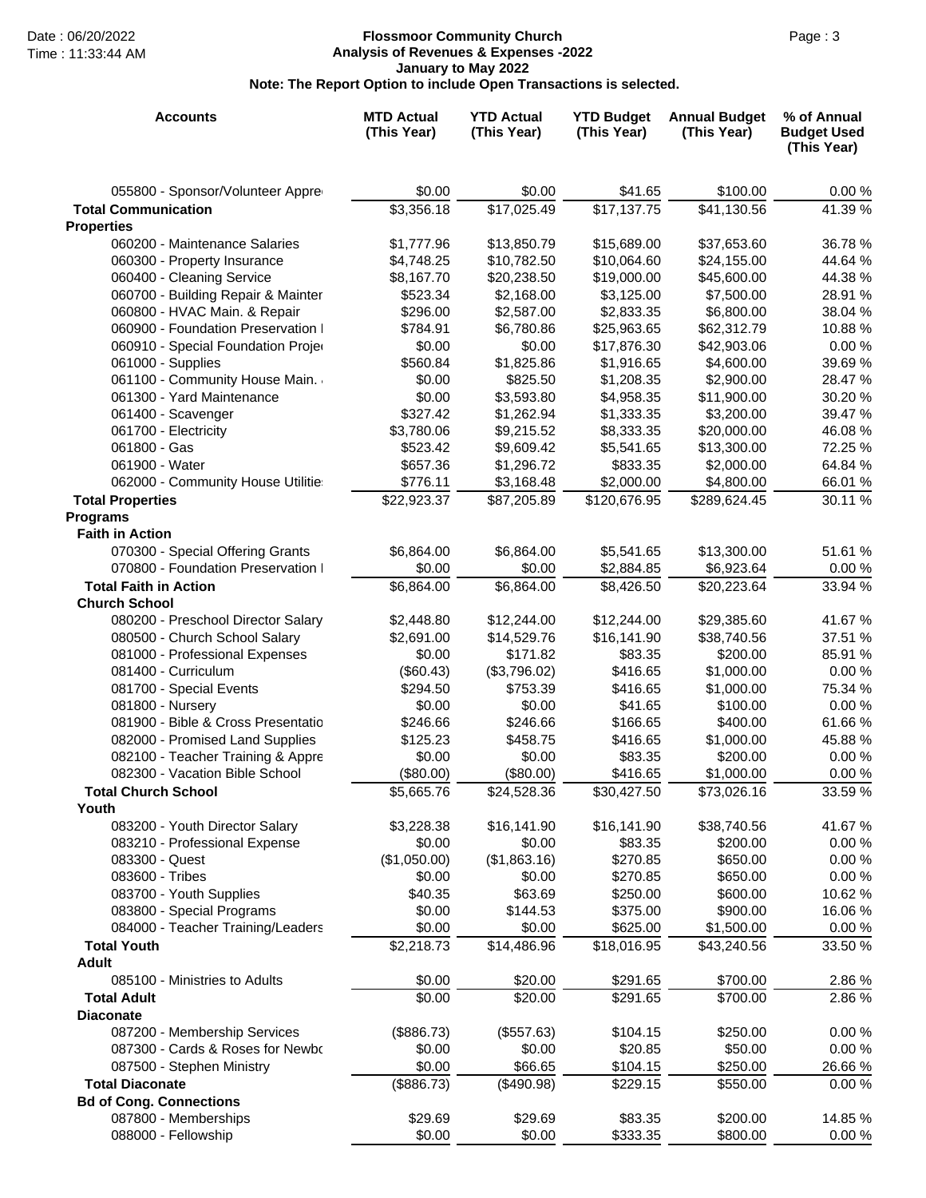**Flossmoor Community Church**
**Analysis of Revenues & Expenses -2022**
**January to May 2022**
**Note: The Report Option to include Open Transactions is selected.**

Date : 06/20/2022
Time : 11:33:44 AM

| Accounts | MTD Actual (This Year) | YTD Actual (This Year) | YTD Budget (This Year) | Annual Budget (This Year) | % of Annual Budget Used (This Year) |
|---|---|---|---|---|---|
| 055800 - Sponsor/Volunteer Appre | $0.00 | $0.00 | $41.65 | $100.00 | 0.00 % |
| **Total Communication** | $3,356.18 | $17,025.49 | $17,137.75 | $41,130.56 | 41.39 % |
| **Properties** | | | | | |
| 060200 - Maintenance Salaries | $1,777.96 | $13,850.79 | $15,689.00 | $37,653.60 | 36.78 % |
| 060300 - Property Insurance | $4,748.25 | $10,782.50 | $10,064.60 | $24,155.00 | 44.64 % |
| 060400 - Cleaning Service | $8,167.70 | $20,238.50 | $19,000.00 | $45,600.00 | 44.38 % |
| 060700 - Building Repair & Mainter | $523.34 | $2,168.00 | $3,125.00 | $7,500.00 | 28.91 % |
| 060800 - HVAC Main. & Repair | $296.00 | $2,587.00 | $2,833.35 | $6,800.00 | 38.04 % |
| 060900 - Foundation Preservation I | $784.91 | $6,780.86 | $25,963.65 | $62,312.79 | 10.88 % |
| 060910 - Special Foundation Proje | $0.00 | $0.00 | $17,876.30 | $42,903.06 | 0.00 % |
| 061000 - Supplies | $560.84 | $1,825.86 | $1,916.65 | $4,600.00 | 39.69 % |
| 061100 - Community House Main. | $0.00 | $825.50 | $1,208.35 | $2,900.00 | 28.47 % |
| 061300 - Yard Maintenance | $0.00 | $3,593.80 | $4,958.35 | $11,900.00 | 30.20 % |
| 061400 - Scavenger | $327.42 | $1,262.94 | $1,333.35 | $3,200.00 | 39.47 % |
| 061700 - Electricity | $3,780.06 | $9,215.52 | $8,333.35 | $20,000.00 | 46.08 % |
| 061800 - Gas | $523.42 | $9,609.42 | $5,541.65 | $13,300.00 | 72.25 % |
| 061900 - Water | $657.36 | $1,296.72 | $833.35 | $2,000.00 | 64.84 % |
| 062000 - Community House Utilitie | $776.11 | $3,168.48 | $2,000.00 | $4,800.00 | 66.01 % |
| **Total Properties** | $22,923.37 | $87,205.89 | $120,676.95 | $289,624.45 | 30.11 % |
| **Programs** | | | | | |
| **Faith in Action** | | | | | |
| 070300 - Special Offering Grants | $6,864.00 | $6,864.00 | $5,541.65 | $13,300.00 | 51.61 % |
| 070800 - Foundation Preservation I | $0.00 | $0.00 | $2,884.85 | $6,923.64 | 0.00 % |
| **Total Faith in Action** | $6,864.00 | $6,864.00 | $8,426.50 | $20,223.64 | 33.94 % |
| **Church School** | | | | | |
| 080200 - Preschool Director Salary | $2,448.80 | $12,244.00 | $12,244.00 | $29,385.60 | 41.67 % |
| 080500 - Church School Salary | $2,691.00 | $14,529.76 | $16,141.90 | $38,740.56 | 37.51 % |
| 081000 - Professional Expenses | $0.00 | $171.82 | $83.35 | $200.00 | 85.91 % |
| 081400 - Curriculum | ($60.43) | ($3,796.02) | $416.65 | $1,000.00 | 0.00 % |
| 081700 - Special Events | $294.50 | $753.39 | $416.65 | $1,000.00 | 75.34 % |
| 081800 - Nursery | $0.00 | $0.00 | $41.65 | $100.00 | 0.00 % |
| 081900 - Bible & Cross Presentatio | $246.66 | $246.66 | $166.65 | $400.00 | 61.66 % |
| 082000 - Promised Land Supplies | $125.23 | $458.75 | $416.65 | $1,000.00 | 45.88 % |
| 082100 - Teacher Training & Appre | $0.00 | $0.00 | $83.35 | $200.00 | 0.00 % |
| 082300 - Vacation Bible School | ($80.00) | ($80.00) | $416.65 | $1,000.00 | 0.00 % |
| **Total Church School** | $5,665.76 | $24,528.36 | $30,427.50 | $73,026.16 | 33.59 % |
| **Youth** | | | | | |
| 083200 - Youth Director Salary | $3,228.38 | $16,141.90 | $16,141.90 | $38,740.56 | 41.67 % |
| 083210 - Professional Expense | $0.00 | $0.00 | $83.35 | $200.00 | 0.00 % |
| 083300 - Quest | ($1,050.00) | ($1,863.16) | $270.85 | $650.00 | 0.00 % |
| 083600 - Tribes | $0.00 | $0.00 | $270.85 | $650.00 | 0.00 % |
| 083700 - Youth Supplies | $40.35 | $63.69 | $250.00 | $600.00 | 10.62 % |
| 083800 - Special Programs | $0.00 | $144.53 | $375.00 | $900.00 | 16.06 % |
| 084000 - Teacher Training/Leaders | $0.00 | $0.00 | $625.00 | $1,500.00 | 0.00 % |
| **Total Youth** | $2,218.73 | $14,486.96 | $18,016.95 | $43,240.56 | 33.50 % |
| **Adult** | | | | | |
| 085100 - Ministries to Adults | $0.00 | $20.00 | $291.65 | $700.00 | 2.86 % |
| **Total Adult** | $0.00 | $20.00 | $291.65 | $700.00 | 2.86 % |
| **Diaconate** | | | | | |
| 087200 - Membership Services | ($886.73) | ($557.63) | $104.15 | $250.00 | 0.00 % |
| 087300 - Cards & Roses for Newbo | $0.00 | $0.00 | $20.85 | $50.00 | 0.00 % |
| 087500 - Stephen Ministry | $0.00 | $66.65 | $104.15 | $250.00 | 26.66 % |
| **Total Diaconate** | ($886.73) | ($490.98) | $229.15 | $550.00 | 0.00 % |
| **Bd of Cong. Connections** | | | | | |
| 087800 - Memberships | $29.69 | $29.69 | $83.35 | $200.00 | 14.85 % |
| 088000 - Fellowship | $0.00 | $0.00 | $333.35 | $800.00 | 0.00 % |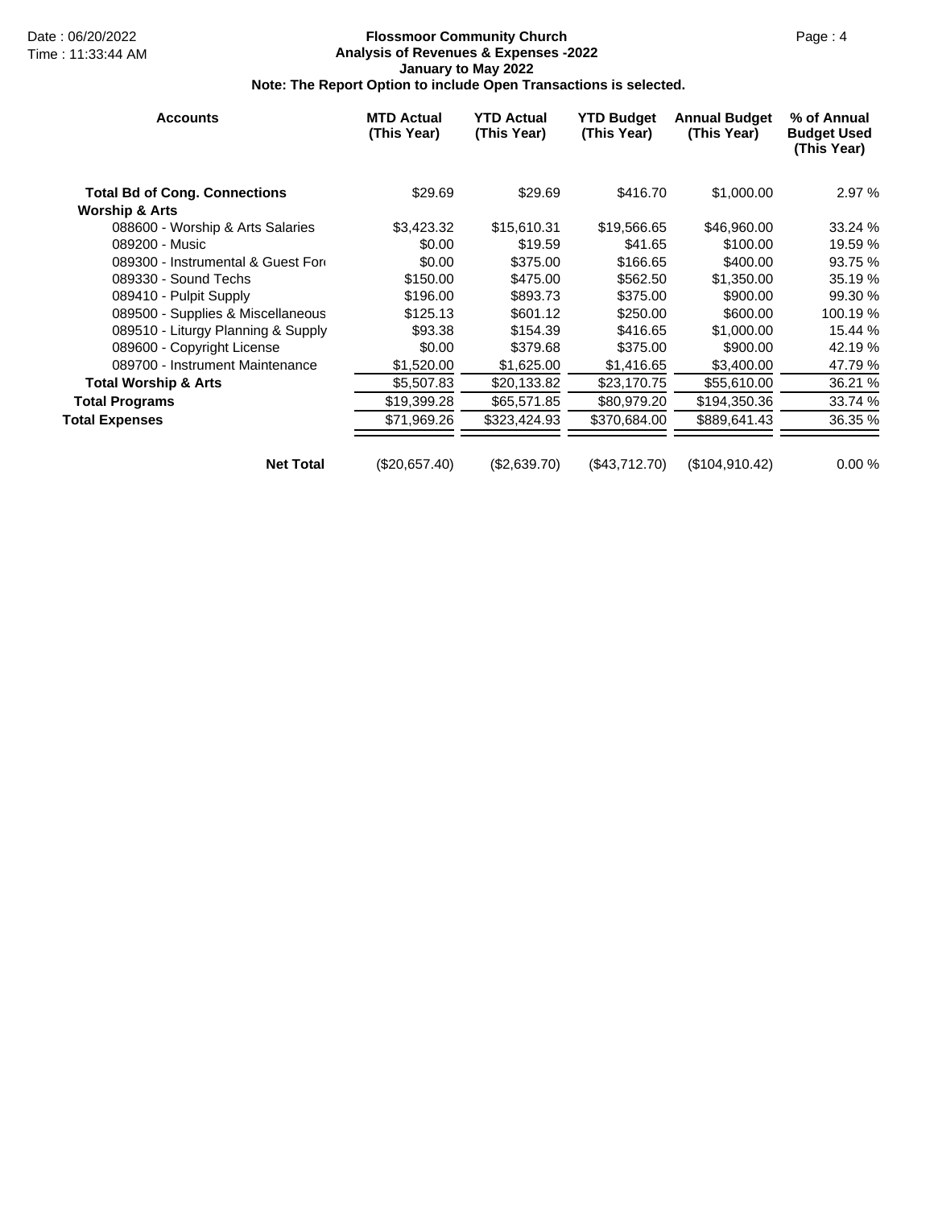**Flossmoor Community Church**
**Analysis of Revenues & Expenses -2022**
**January to May 2022**
**Note: The Report Option to include Open Transactions is selected.**

Date : 06/20/2022
Time : 11:33:44 AM

| Accounts | MTD Actual (This Year) | YTD Actual (This Year) | YTD Budget (This Year) | Annual Budget (This Year) | % of Annual Budget Used (This Year) |
|---|---|---|---|---|---|
| **Total Bd of Cong. Connections** | $29.69 | $29.69 | $416.70 | $1,000.00 | 2.97 % |
| **Worship & Arts** | | | | | |
| 088600 - Worship & Arts Salaries | $3,423.32 | $15,610.31 | $19,566.65 | $46,960.00 | 33.24 % |
| 089200 - Music | $0.00 | $19.59 | $41.65 | $100.00 | 19.59 % |
| 089300 - Instrumental & Guest For | $0.00 | $375.00 | $166.65 | $400.00 | 93.75 % |
| 089330 - Sound Techs | $150.00 | $475.00 | $562.50 | $1,350.00 | 35.19 % |
| 089410 - Pulpit Supply | $196.00 | $893.73 | $375.00 | $900.00 | 99.30 % |
| 089500 - Supplies & Miscellaneous | $125.13 | $601.12 | $250.00 | $600.00 | 100.19 % |
| 089510 - Liturgy Planning & Supply | $93.38 | $154.39 | $416.65 | $1,000.00 | 15.44 % |
| 089600 - Copyright License | $0.00 | $379.68 | $375.00 | $900.00 | 42.19 % |
| 089700 - Instrument Maintenance | $1,520.00 | $1,625.00 | $1,416.65 | $3,400.00 | 47.79 % |
| **Total Worship & Arts** | $5,507.83 | $20,133.82 | $23,170.75 | $55,610.00 | 36.21 % |
| **Total Programs** | $19,399.28 | $65,571.85 | $80,979.20 | $194,350.36 | 33.74 % |
| **Total Expenses** | $71,969.26 | $323,424.93 | $370,684.00 | $889,641.43 | 36.35 % |
| **Net Total** | ($20,657.40) | ($2,639.70) | ($43,712.70) | ($104,910.42) | 0.00 % |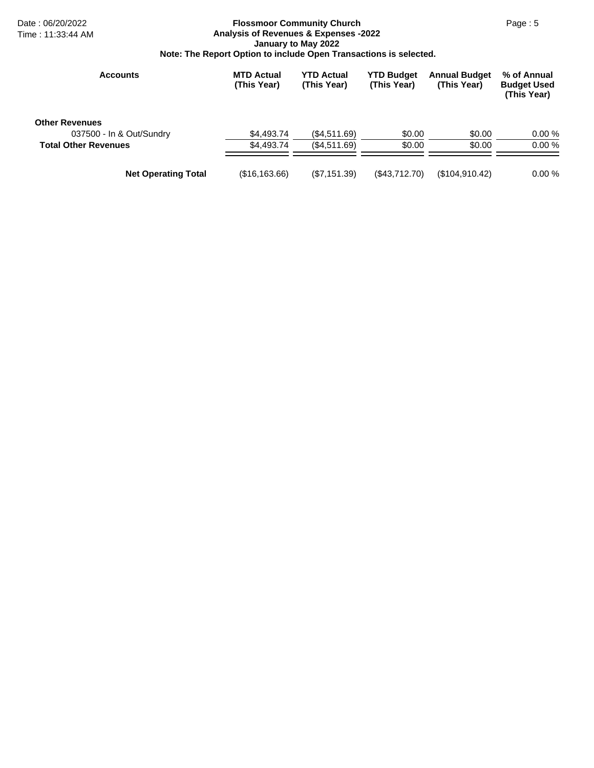# Flossmoor Community Church

**Analysis of Revenues & Expenses -2022**

**January to May 2022**

**Note: The Report Option to include Open Transactions is selected.**

| Accounts | MTD Actual (This Year) | YTD Actual (This Year) | YTD Budget (This Year) | Annual Budget (This Year) | % of Annual Budget Used (This Year) |
|---|---|---|---|---|---|
| **Other Revenues** | | | | | |
| 037500 - In & Out/Sundry | $4,493.74 | ($4,511.69) | $0.00 | $0.00 | 0.00 % |
| **Total Other Revenues** | $4,493.74 | ($4,511.69) | $0.00 | $0.00 | 0.00 % |
| **Net Operating Total** | ($16,163.66) | ($7,151.39) | ($43,712.70) | ($104,910.42) | 0.00 % |